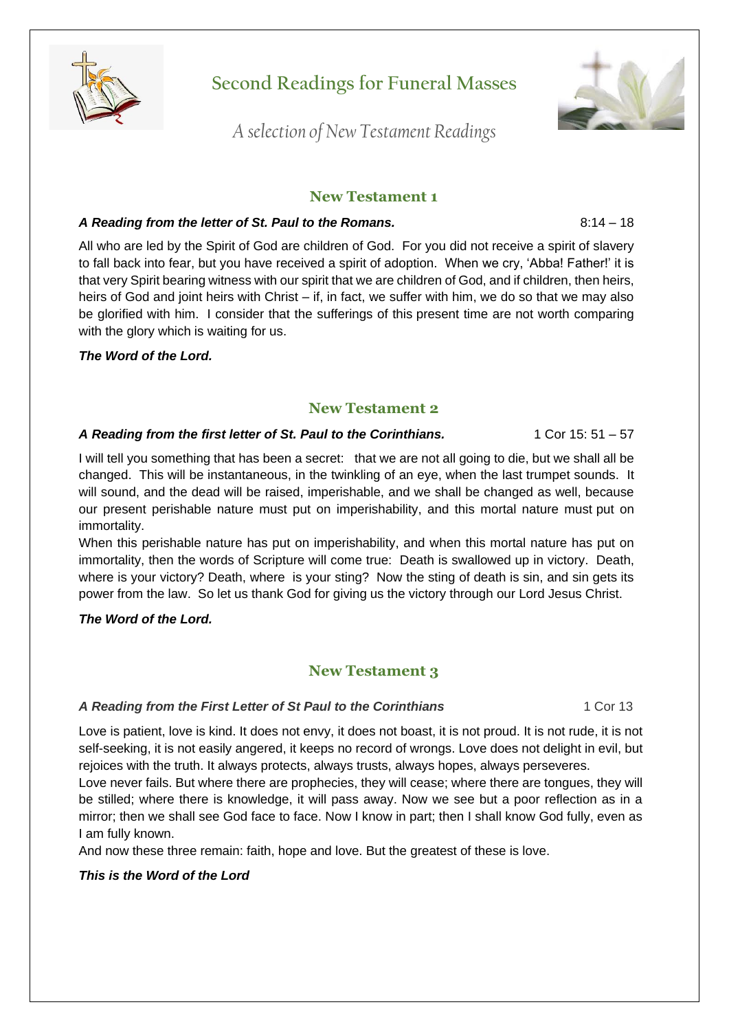# Second Readings for Funeral Masses

*A selection of New Testament Readings*

## New Testament 1

***A Reading from the letter of St. Paul to the Romans.*** 8:14 – 18

All who are led by the Spirit of God are children of God. For you did not receive a spirit of slavery to fall back into fear, but you have received a spirit of adoption. When we cry, 'Abba! Father!' it is that very Spirit bearing witness with our spirit that we are children of God, and if children, then heirs, heirs of God and joint heirs with Christ – if, in fact, we suffer with him, we do so that we may also be glorified with him. I consider that the sufferings of this present time are not worth comparing with the glory which is waiting for us.

***The Word of the Lord.***

## New Testament 2

***A Reading from the first letter of St. Paul to the Corinthians.*** 1 Cor 15: 51 – 57

I will tell you something that has been a secret: that we are not all going to die, but we shall all be changed. This will be instantaneous, in the twinkling of an eye, when the last trumpet sounds. It will sound, and the dead will be raised, imperishable, and we shall be changed as well, because our present perishable nature must put on imperishability, and this mortal nature must put on immortality.

When this perishable nature has put on imperishability, and when this mortal nature has put on immortality, then the words of Scripture will come true: Death is swallowed up in victory. Death, where is your victory? Death, where is your sting? Now the sting of death is sin, and sin gets its power from the law. So let us thank God for giving us the victory through our Lord Jesus Christ.

***The Word of the Lord.***

## New Testament 3

***A Reading from the First Letter of St Paul to the Corinthians*** 1 Cor 13

Love is patient, love is kind. It does not envy, it does not boast, it is not proud. It is not rude, it is not self-seeking, it is not easily angered, it keeps no record of wrongs. Love does not delight in evil, but rejoices with the truth. It always protects, always trusts, always hopes, always perseveres.

Love never fails. But where there are prophecies, they will cease; where there are tongues, they will be stilled; where there is knowledge, it will pass away. Now we see but a poor reflection as in a mirror; then we shall see God face to face. Now I know in part; then I shall know God fully, even as I am fully known.

And now these three remain: faith, hope and love. But the greatest of these is love.

***This is the Word of the Lord***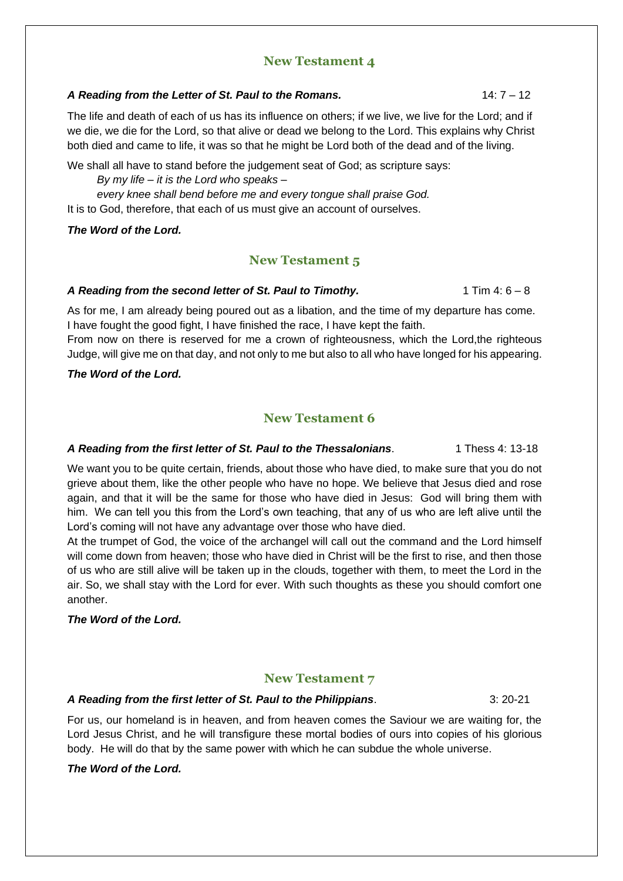## New Testament 4

***A Reading from the Letter of St. Paul to the Romans.*** 14: 7 – 12

The life and death of each of us has its influence on others; if we live, we live for the Lord; and if we die, we die for the Lord, so that alive or dead we belong to the Lord. This explains why Christ both died and came to life, it was so that he might be Lord both of the dead and of the living.

We shall all have to stand before the judgement seat of God; as scripture says:

*By my life – it is the Lord who speaks –*
*every knee shall bend before me and every tongue shall praise God.*

It is to God, therefore, that each of us must give an account of ourselves.

***The Word of the Lord.***

## New Testament 5

***A Reading from the second letter of St. Paul to Timothy.*** 1 Tim 4: 6 – 8

As for me, I am already being poured out as a libation, and the time of my departure has come. I have fought the good fight, I have finished the race, I have kept the faith.
From now on there is reserved for me a crown of righteousness, which the Lord,the righteous Judge, will give me on that day, and not only to me but also to all who have longed for his appearing.

***The Word of the Lord.***

## New Testament 6

***A Reading from the first letter of St. Paul to the Thessalonians***. 1 Thess 4: 13-18

We want you to be quite certain, friends, about those who have died, to make sure that you do not grieve about them, like the other people who have no hope. We believe that Jesus died and rose again, and that it will be the same for those who have died in Jesus: God will bring them with him. We can tell you this from the Lord's own teaching, that any of us who are left alive until the Lord's coming will not have any advantage over those who have died.
At the trumpet of God, the voice of the archangel will call out the command and the Lord himself will come down from heaven; those who have died in Christ will be the first to rise, and then those of us who are still alive will be taken up in the clouds, together with them, to meet the Lord in the air. So, we shall stay with the Lord for ever. With such thoughts as these you should comfort one another.

***The Word of the Lord.***

## New Testament 7

***A Reading from the first letter of St. Paul to the Philippians***. 3: 20-21

For us, our homeland is in heaven, and from heaven comes the Saviour we are waiting for, the Lord Jesus Christ, and he will transfigure these mortal bodies of ours into copies of his glorious body. He will do that by the same power with which he can subdue the whole universe.

***The Word of the Lord.***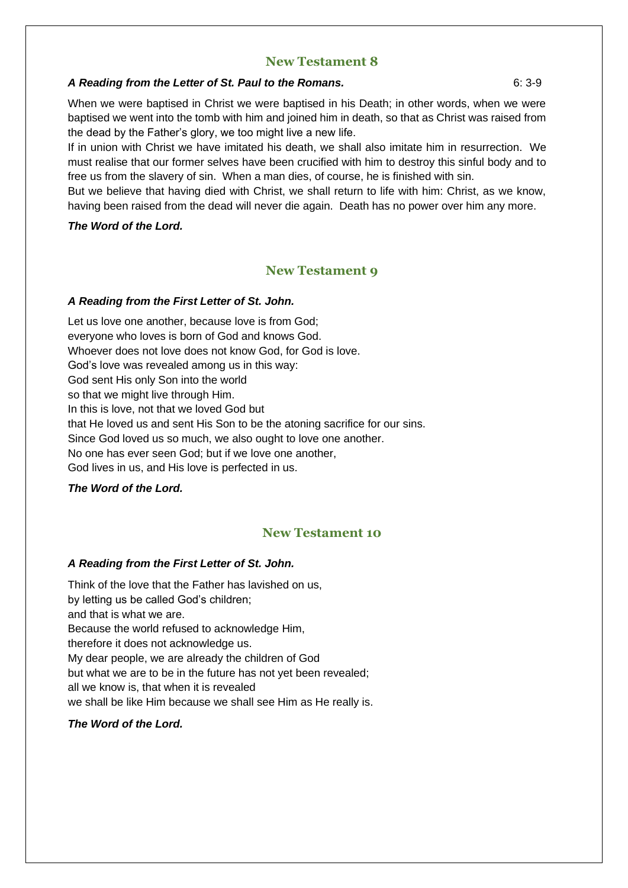## New Testament 8

***A Reading from the Letter of St. Paul to the Romans.*** 6: 3-9

When we were baptised in Christ we were baptised in his Death; in other words, when we were baptised we went into the tomb with him and joined him in death, so that as Christ was raised from the dead by the Father's glory, we too might live a new life.
If in union with Christ we have imitated his death, we shall also imitate him in resurrection. We must realise that our former selves have been crucified with him to destroy this sinful body and to free us from the slavery of sin. When a man dies, of course, he is finished with sin.
But we believe that having died with Christ, we shall return to life with him: Christ, as we know, having been raised from the dead will never die again. Death has no power over him any more.

***The Word of the Lord.***

## New Testament 9

***A Reading from the First Letter of St. John.***

Let us love one another, because love is from God;
everyone who loves is born of God and knows God.
Whoever does not love does not know God, for God is love.
God's love was revealed among us in this way:
God sent His only Son into the world
so that we might live through Him.
In this is love, not that we loved God but
that He loved us and sent His Son to be the atoning sacrifice for our sins.
Since God loved us so much, we also ought to love one another.
No one has ever seen God; but if we love one another,
God lives in us, and His love is perfected in us.

***The Word of the Lord.***

## New Testament 10

***A Reading from the First Letter of St. John.***

Think of the love that the Father has lavished on us,
by letting us be called God's children;
and that is what we are.
Because the world refused to acknowledge Him,
therefore it does not acknowledge us.
My dear people, we are already the children of God
but what we are to be in the future has not yet been revealed;
all we know is, that when it is revealed
we shall be like Him because we shall see Him as He really is.

***The Word of the Lord.***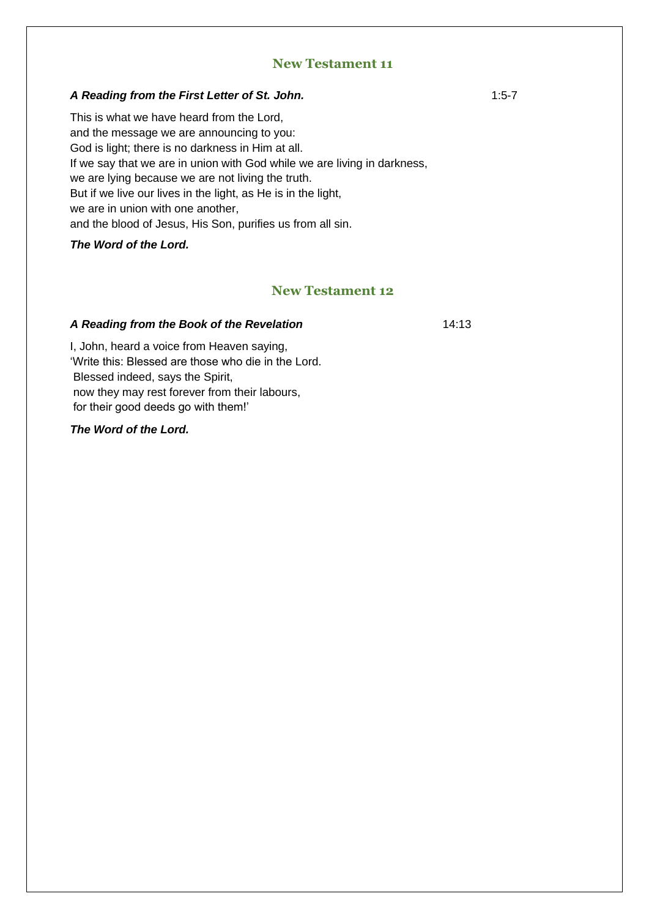## New Testament 11

***A Reading from the First Letter of St. John.*** 1:5-7

This is what we have heard from the Lord,
and the message we are announcing to you:
God is light; there is no darkness in Him at all.
If we say that we are in union with God while we are living in darkness,
we are lying because we are not living the truth.
But if we live our lives in the light, as He is in the light,
we are in union with one another,
and the blood of Jesus, His Son, purifies us from all sin.

***The Word of the Lord.***

## New Testament 12

***A Reading from the Book of the Revelation*** 14:13

I, John, heard a voice from Heaven saying,
'Write this: Blessed are those who die in the Lord.
Blessed indeed, says the Spirit,
now they may rest forever from their labours,
for their good deeds go with them!'

***The Word of the Lord.***